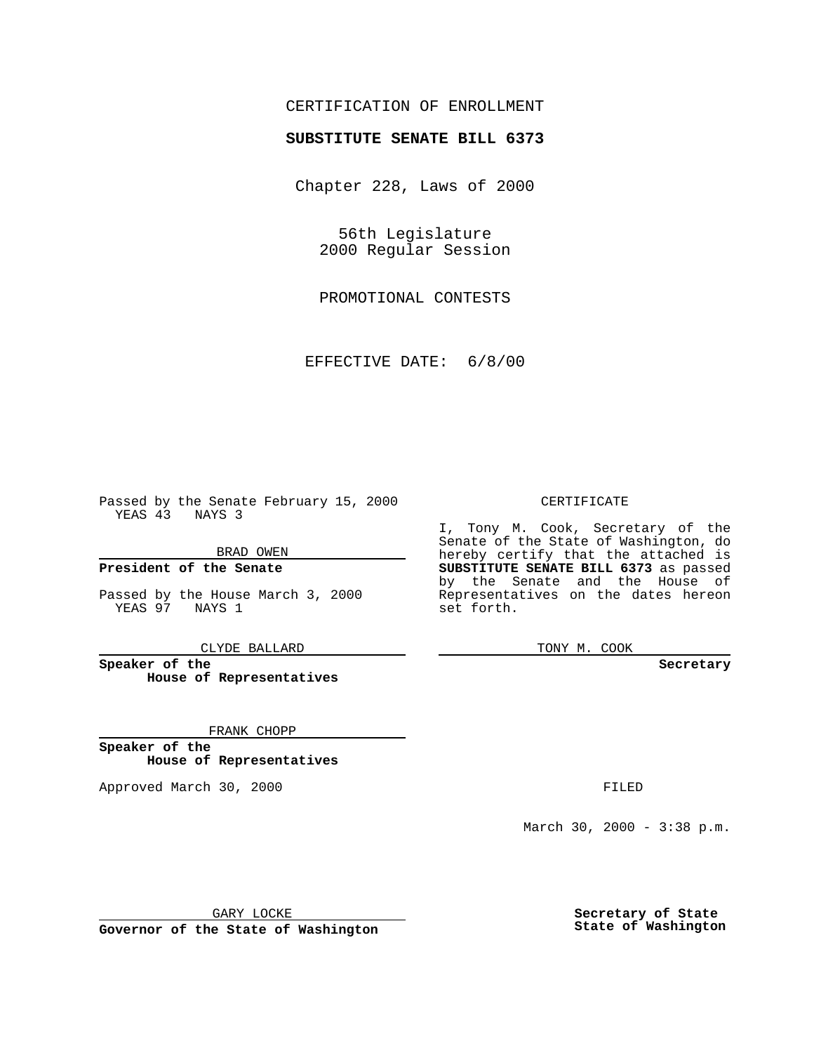CERTIFICATION OF ENROLLMENT

**SUBSTITUTE SENATE BILL 6373**

Chapter 228, Laws of 2000

56th Legislature
2000 Regular Session

PROMOTIONAL CONTESTS

EFFECTIVE DATE: 6/8/00

Passed by the Senate February 15, 2000
YEAS 43 NAYS 3

BRAD OWEN

**President of the Senate**

Passed by the House March 3, 2000
YEAS 97 NAYS 1

CLYDE BALLARD

**Speaker of the House of Representatives**

FRANK CHOPP

**Speaker of the House of Representatives**

Approved March 30, 2000

GARY LOCKE

**Governor of the State of Washington**

CERTIFICATE

I, Tony M. Cook, Secretary of the Senate of the State of Washington, do hereby certify that the attached is **SUBSTITUTE SENATE BILL 6373** as passed by the Senate and the House of Representatives on the dates hereon set forth.

TONY M. COOK

**Secretary**

FILED

March 30, 2000 - 3:38 p.m.

**Secretary of State**
**State of Washington**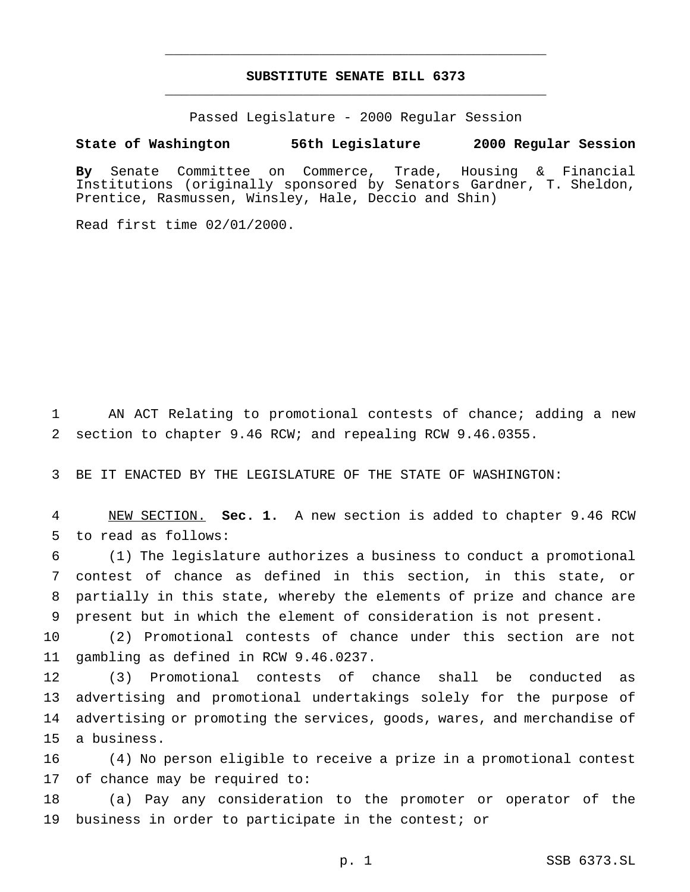# SUBSTITUTE SENATE BILL 6373

Passed Legislature - 2000 Regular Session

**State of Washington 56th Legislature 2000 Regular Session**

**By** Senate Committee on Commerce, Trade, Housing & Financial Institutions (originally sponsored by Senators Gardner, T. Sheldon, Prentice, Rasmussen, Winsley, Hale, Deccio and Shin)

Read first time 02/01/2000.

AN ACT Relating to promotional contests of chance; adding a new section to chapter 9.46 RCW; and repealing RCW 9.46.0355.

BE IT ENACTED BY THE LEGISLATURE OF THE STATE OF WASHINGTON:

NEW SECTION. **Sec. 1.** A new section is added to chapter 9.46 RCW to read as follows:

(1) The legislature authorizes a business to conduct a promotional contest of chance as defined in this section, in this state, or partially in this state, whereby the elements of prize and chance are present but in which the element of consideration is not present.

(2) Promotional contests of chance under this section are not gambling as defined in RCW 9.46.0237.

(3) Promotional contests of chance shall be conducted as advertising and promotional undertakings solely for the purpose of advertising or promoting the services, goods, wares, and merchandise of a business.

(4) No person eligible to receive a prize in a promotional contest of chance may be required to:

(a) Pay any consideration to the promoter or operator of the business in order to participate in the contest; or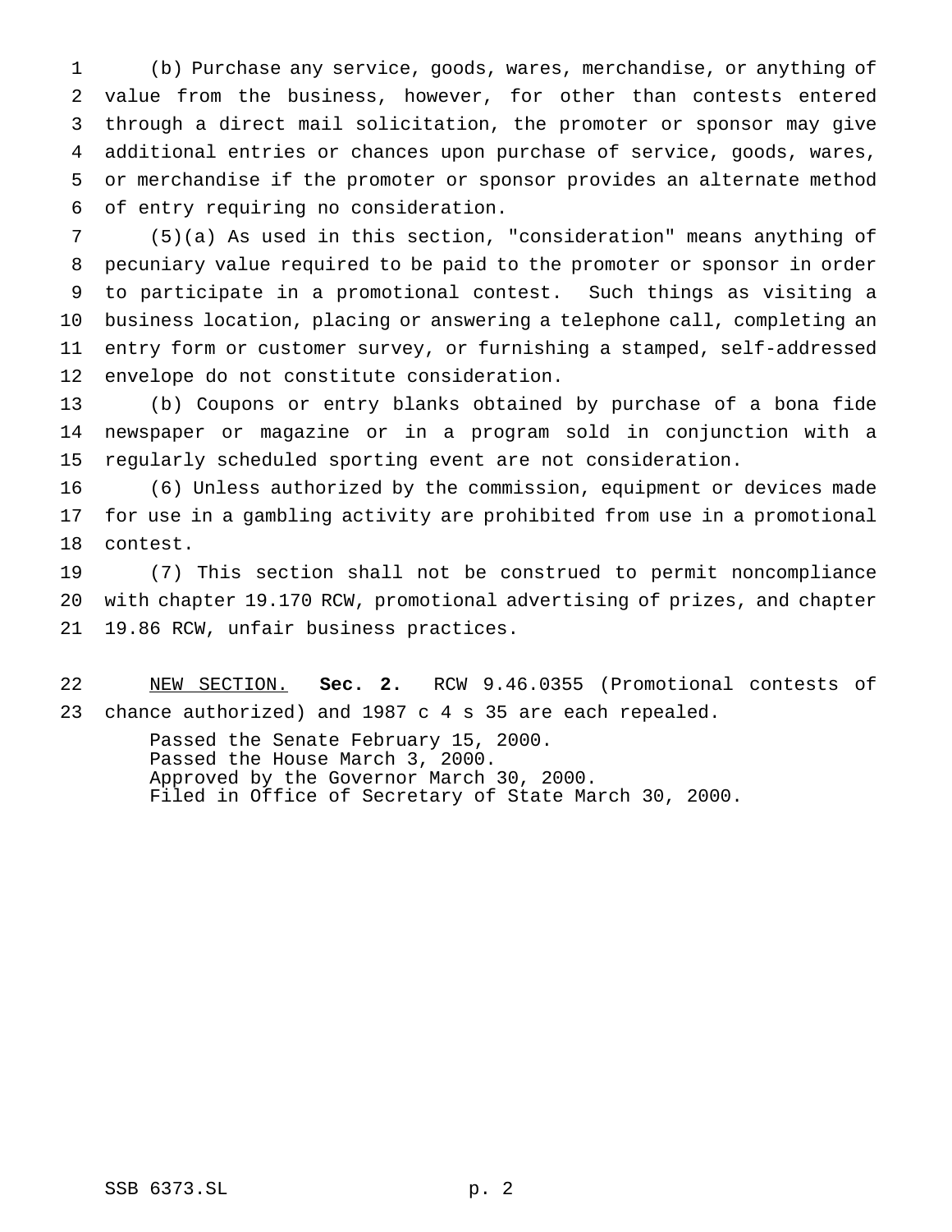(b) Purchase any service, goods, wares, merchandise, or anything of value from the business, however, for other than contests entered through a direct mail solicitation, the promoter or sponsor may give additional entries or chances upon purchase of service, goods, wares, or merchandise if the promoter or sponsor provides an alternate method of entry requiring no consideration.

(5)(a) As used in this section, "consideration" means anything of pecuniary value required to be paid to the promoter or sponsor in order to participate in a promotional contest. Such things as visiting a business location, placing or answering a telephone call, completing an entry form or customer survey, or furnishing a stamped, self-addressed envelope do not constitute consideration.

(b) Coupons or entry blanks obtained by purchase of a bona fide newspaper or magazine or in a program sold in conjunction with a regularly scheduled sporting event are not consideration.

(6) Unless authorized by the commission, equipment or devices made for use in a gambling activity are prohibited from use in a promotional contest.

(7) This section shall not be construed to permit noncompliance with chapter 19.170 RCW, promotional advertising of prizes, and chapter 19.86 RCW, unfair business practices.

NEW SECTION. **Sec. 2.** RCW 9.46.0355 (Promotional contests of chance authorized) and 1987 c 4 s 35 are each repealed.

Passed the Senate February 15, 2000.
Passed the House March 3, 2000.
Approved by the Governor March 30, 2000.
Filed in Office of Secretary of State March 30, 2000.